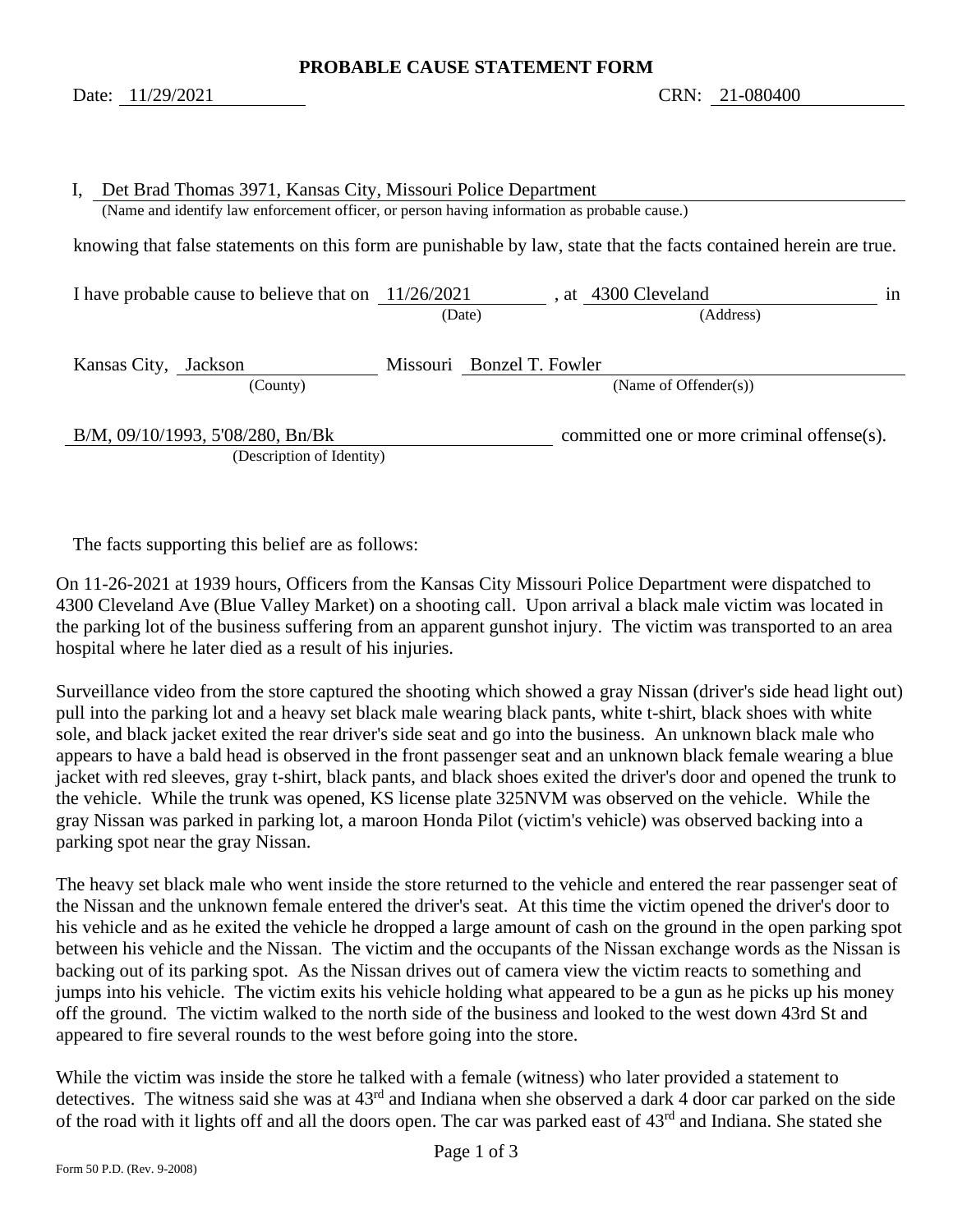# PROBABLE CAUSE STATEMENT FORM

Date: 11/29/2021 CRN: 21-080400

I, Det Brad Thomas 3971, Kansas City, Missouri Police Department
(Name and identify law enforcement officer, or person having information as probable cause.)

knowing that false statements on this form are punishable by law, state that the facts contained herein are true.

I have probable cause to believe that on 11/26/2021 (Date), at 4300 Cleveland (Address) in

Kansas City, Jackson (County) Missouri Bonzel T. Fowler (Name of Offender(s))

B/M, 09/10/1993, 5'08/280, Bn/Bk (Description of Identity) committed one or more criminal offense(s).

The facts supporting this belief are as follows:

On 11-26-2021 at 1939 hours, Officers from the Kansas City Missouri Police Department were dispatched to 4300 Cleveland Ave (Blue Valley Market) on a shooting call. Upon arrival a black male victim was located in the parking lot of the business suffering from an apparent gunshot injury. The victim was transported to an area hospital where he later died as a result of his injuries.

Surveillance video from the store captured the shooting which showed a gray Nissan (driver's side head light out) pull into the parking lot and a heavy set black male wearing black pants, white t-shirt, black shoes with white sole, and black jacket exited the rear driver's side seat and go into the business. An unknown black male who appears to have a bald head is observed in the front passenger seat and an unknown black female wearing a blue jacket with red sleeves, gray t-shirt, black pants, and black shoes exited the driver's door and opened the trunk to the vehicle. While the trunk was opened, KS license plate 325NVM was observed on the vehicle. While the gray Nissan was parked in parking lot, a maroon Honda Pilot (victim's vehicle) was observed backing into a parking spot near the gray Nissan.

The heavy set black male who went inside the store returned to the vehicle and entered the rear passenger seat of the Nissan and the unknown female entered the driver's seat. At this time the victim opened the driver's door to his vehicle and as he exited the vehicle he dropped a large amount of cash on the ground in the open parking spot between his vehicle and the Nissan. The victim and the occupants of the Nissan exchange words as the Nissan is backing out of its parking spot. As the Nissan drives out of camera view the victim reacts to something and jumps into his vehicle. The victim exits his vehicle holding what appeared to be a gun as he picks up his money off the ground. The victim walked to the north side of the business and looked to the west down 43rd St and appeared to fire several rounds to the west before going into the store.

While the victim was inside the store he talked with a female (witness) who later provided a statement to detectives. The witness said she was at 43rd and Indiana when she observed a dark 4 door car parked on the side of the road with it lights off and all the doors open. The car was parked east of 43rd and Indiana. She stated she

Form 50 P.D. (Rev. 9-2008)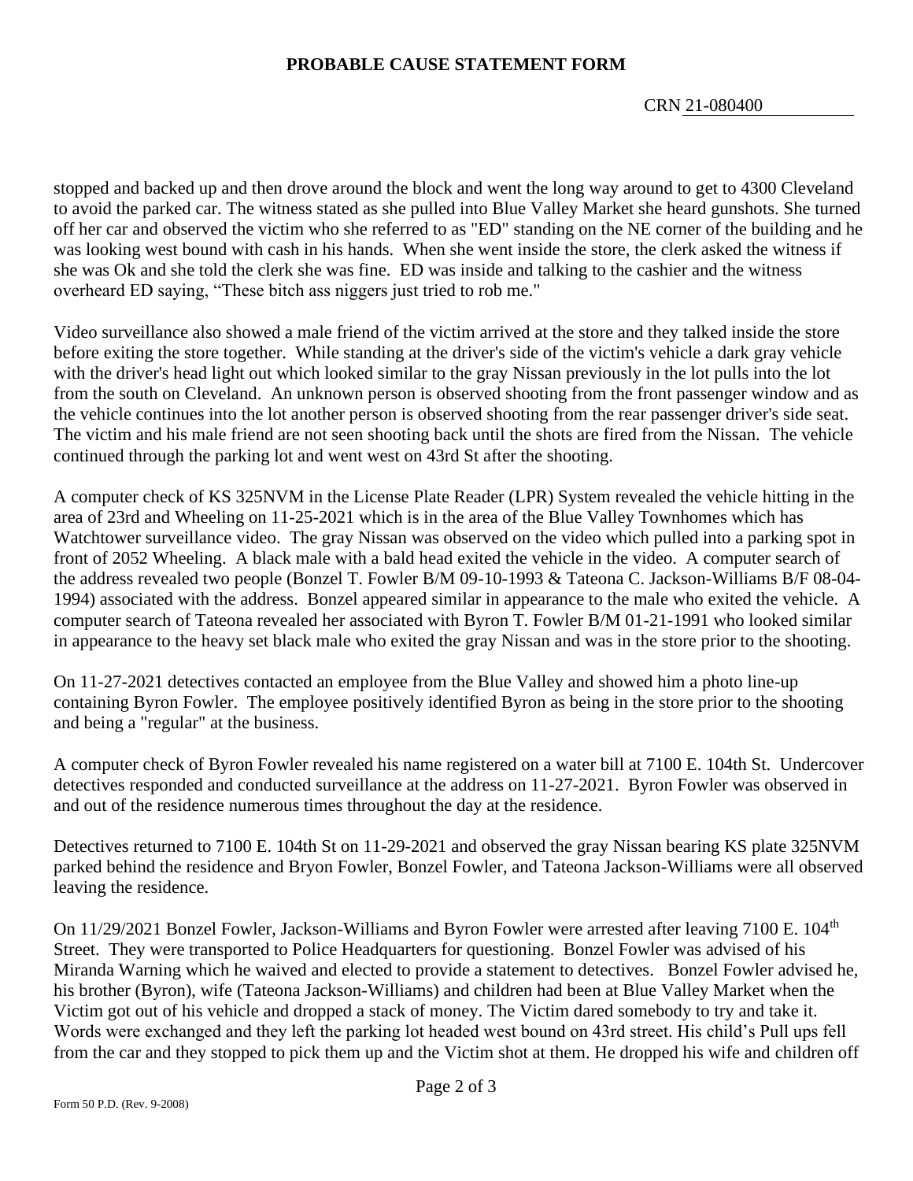**PROBABLE CAUSE STATEMENT FORM**

CRN 21-080400

stopped and backed up and then drove around the block and went the long way around to get to 4300 Cleveland to avoid the parked car. The witness stated as she pulled into Blue Valley Market she heard gunshots. She turned off her car and observed the victim who she referred to as "ED" standing on the NE corner of the building and he was looking west bound with cash in his hands. When she went inside the store, the clerk asked the witness if she was Ok and she told the clerk she was fine. ED was inside and talking to the cashier and the witness overheard ED saying, "These bitch ass niggers just tried to rob me."

Video surveillance also showed a male friend of the victim arrived at the store and they talked inside the store before exiting the store together. While standing at the driver's side of the victim's vehicle a dark gray vehicle with the driver's head light out which looked similar to the gray Nissan previously in the lot pulls into the lot from the south on Cleveland. An unknown person is observed shooting from the front passenger window and as the vehicle continues into the lot another person is observed shooting from the rear passenger driver's side seat. The victim and his male friend are not seen shooting back until the shots are fired from the Nissan. The vehicle continued through the parking lot and went west on 43rd St after the shooting.

A computer check of KS 325NVM in the License Plate Reader (LPR) System revealed the vehicle hitting in the area of 23rd and Wheeling on 11-25-2021 which is in the area of the Blue Valley Townhomes which has Watchtower surveillance video. The gray Nissan was observed on the video which pulled into a parking spot in front of 2052 Wheeling. A black male with a bald head exited the vehicle in the video. A computer search of the address revealed two people (Bonzel T. Fowler B/M 09-10-1993 & Tateona C. Jackson-Williams B/F 08-04-1994) associated with the address. Bonzel appeared similar in appearance to the male who exited the vehicle. A computer search of Tateona revealed her associated with Byron T. Fowler B/M 01-21-1991 who looked similar in appearance to the heavy set black male who exited the gray Nissan and was in the store prior to the shooting.

On 11-27-2021 detectives contacted an employee from the Blue Valley and showed him a photo line-up containing Byron Fowler. The employee positively identified Byron as being in the store prior to the shooting and being a "regular" at the business.

A computer check of Byron Fowler revealed his name registered on a water bill at 7100 E. 104th St. Undercover detectives responded and conducted surveillance at the address on 11-27-2021. Byron Fowler was observed in and out of the residence numerous times throughout the day at the residence.

Detectives returned to 7100 E. 104th St on 11-29-2021 and observed the gray Nissan bearing KS plate 325NVM parked behind the residence and Bryon Fowler, Bonzel Fowler, and Tateona Jackson-Williams were all observed leaving the residence.

On 11/29/2021 Bonzel Fowler, Jackson-Williams and Byron Fowler were arrested after leaving 7100 E. 104th Street. They were transported to Police Headquarters for questioning. Bonzel Fowler was advised of his Miranda Warning which he waived and elected to provide a statement to detectives. Bonzel Fowler advised he, his brother (Byron), wife (Tateona Jackson-Williams) and children had been at Blue Valley Market when the Victim got out of his vehicle and dropped a stack of money. The Victim dared somebody to try and take it. Words were exchanged and they left the parking lot headed west bound on 43rd street. His child's Pull ups fell from the car and they stopped to pick them up and the Victim shot at them. He dropped his wife and children off

Form 50 P.D. (Rev. 9-2008)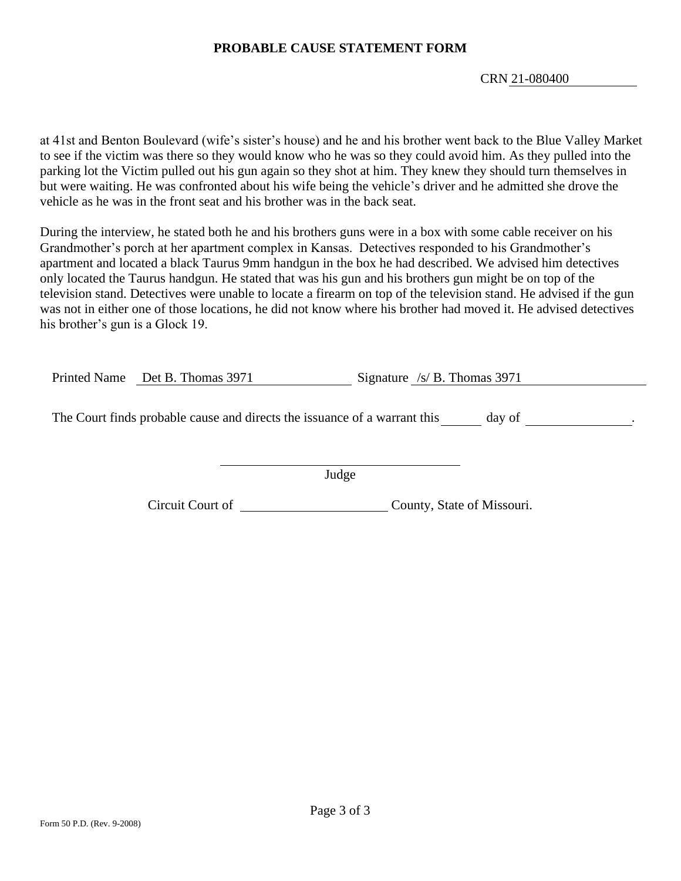**PROBABLE CAUSE STATEMENT FORM**

CRN 21-080400

at 41st and Benton Boulevard (wife's sister's house) and he and his brother went back to the Blue Valley Market to see if the victim was there so they would know who he was so they could avoid him. As they pulled into the parking lot the Victim pulled out his gun again so they shot at him. They knew they should turn themselves in but were waiting. He was confronted about his wife being the vehicle's driver and he admitted she drove the vehicle as he was in the front seat and his brother was in the back seat.

During the interview, he stated both he and his brothers guns were in a box with some cable receiver on his Grandmother's porch at her apartment complex in Kansas. Detectives responded to his Grandmother's apartment and located a black Taurus 9mm handgun in the box he had described. We advised him detectives only located the Taurus handgun. He stated that was his gun and his brothers gun might be on top of the television stand. Detectives were unable to locate a firearm on top of the television stand. He advised if the gun was not in either one of those locations, he did not know where his brother had moved it. He advised detectives his brother's gun is a Glock 19.

Printed Name Det B. Thomas 3971 Signature /s/ B. Thomas 3971

The Court finds probable cause and directs the issuance of a warrant this ______ day of ________________.

____________________________________
Judge

Circuit Court of ______________________ County, State of Missouri.

Form 50 P.D. (Rev. 9-2008)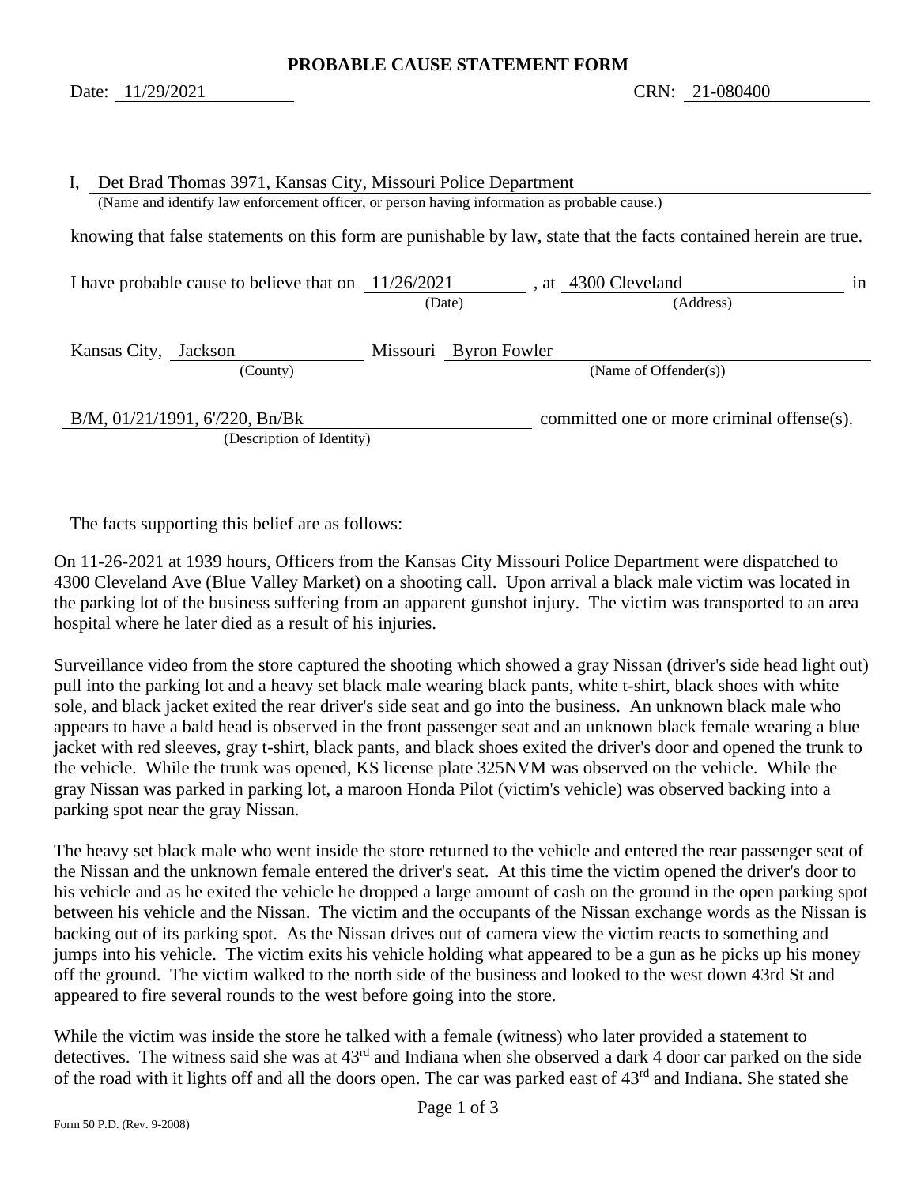# PROBABLE CAUSE STATEMENT FORM

Date: 11/29/2021 CRN: 21-080400

I, Det Brad Thomas 3971, Kansas City, Missouri Police Department
(Name and identify law enforcement officer, or person having information as probable cause.)

knowing that false statements on this form are punishable by law, state that the facts contained herein are true.

I have probable cause to believe that on 11/26/2021 (Date), at 4300 Cleveland (Address) in

Kansas City, Jackson (County) Missouri Byron Fowler (Name of Offender(s))

B/M, 01/21/1991, 6'/220, Bn/Bk (Description of Identity) committed one or more criminal offense(s).

The facts supporting this belief are as follows:

On 11-26-2021 at 1939 hours, Officers from the Kansas City Missouri Police Department were dispatched to 4300 Cleveland Ave (Blue Valley Market) on a shooting call. Upon arrival a black male victim was located in the parking lot of the business suffering from an apparent gunshot injury. The victim was transported to an area hospital where he later died as a result of his injuries.

Surveillance video from the store captured the shooting which showed a gray Nissan (driver's side head light out) pull into the parking lot and a heavy set black male wearing black pants, white t-shirt, black shoes with white sole, and black jacket exited the rear driver's side seat and go into the business. An unknown black male who appears to have a bald head is observed in the front passenger seat and an unknown black female wearing a blue jacket with red sleeves, gray t-shirt, black pants, and black shoes exited the driver's door and opened the trunk to the vehicle. While the trunk was opened, KS license plate 325NVM was observed on the vehicle. While the gray Nissan was parked in parking lot, a maroon Honda Pilot (victim's vehicle) was observed backing into a parking spot near the gray Nissan.

The heavy set black male who went inside the store returned to the vehicle and entered the rear passenger seat of the Nissan and the unknown female entered the driver's seat. At this time the victim opened the driver's door to his vehicle and as he exited the vehicle he dropped a large amount of cash on the ground in the open parking spot between his vehicle and the Nissan. The victim and the occupants of the Nissan exchange words as the Nissan is backing out of its parking spot. As the Nissan drives out of camera view the victim reacts to something and jumps into his vehicle. The victim exits his vehicle holding what appeared to be a gun as he picks up his money off the ground. The victim walked to the north side of the business and looked to the west down 43rd St and appeared to fire several rounds to the west before going into the store.

While the victim was inside the store he talked with a female (witness) who later provided a statement to detectives. The witness said she was at 43rd and Indiana when she observed a dark 4 door car parked on the side of the road with it lights off and all the doors open. The car was parked east of 43rd and Indiana. She stated she

Form 50 P.D. (Rev. 9-2008)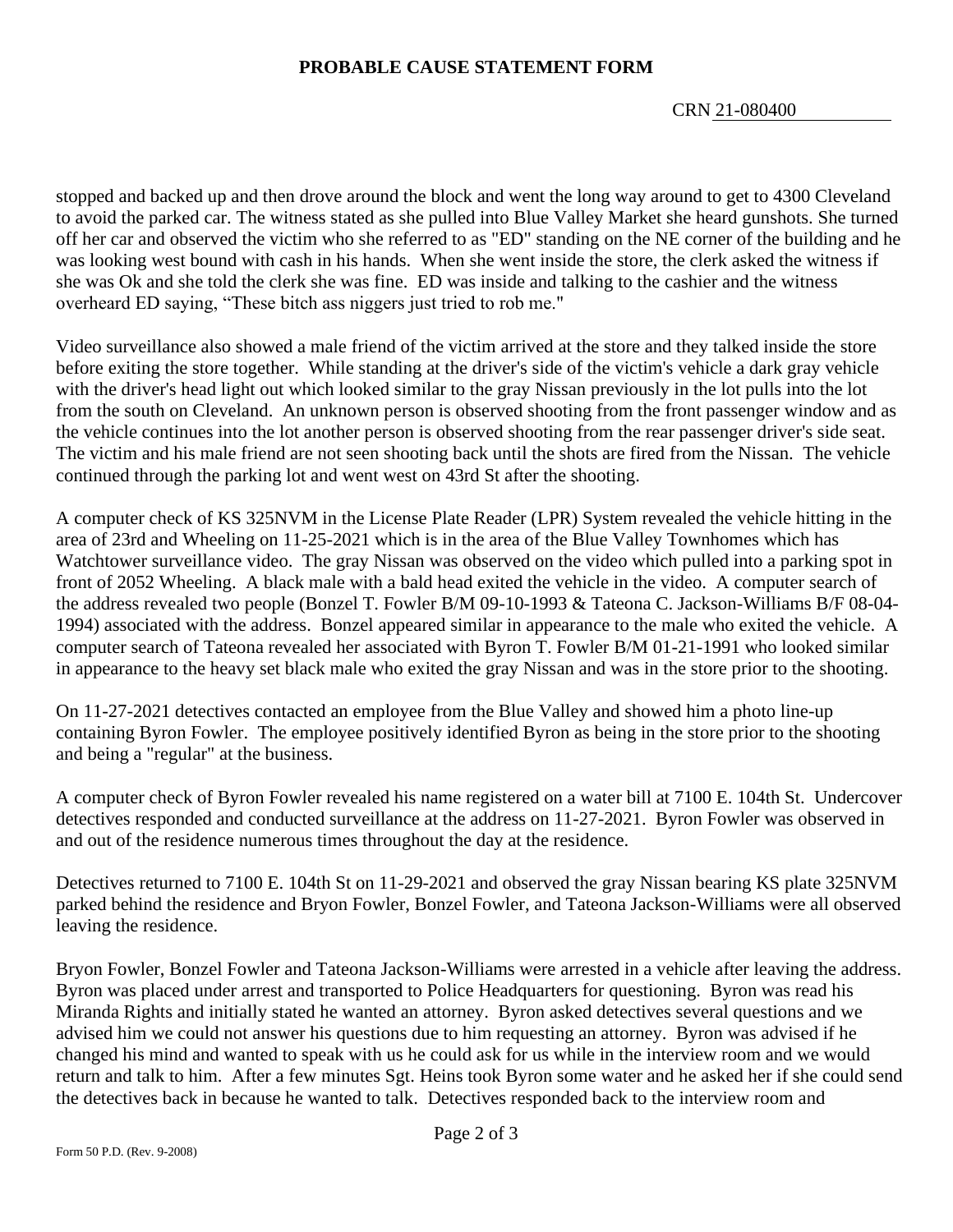**PROBABLE CAUSE STATEMENT FORM**

CRN 21-080400

stopped and backed up and then drove around the block and went the long way around to get to 4300 Cleveland to avoid the parked car. The witness stated as she pulled into Blue Valley Market she heard gunshots. She turned off her car and observed the victim who she referred to as "ED" standing on the NE corner of the building and he was looking west bound with cash in his hands. When she went inside the store, the clerk asked the witness if she was Ok and she told the clerk she was fine. ED was inside and talking to the cashier and the witness overheard ED saying, "These bitch ass niggers just tried to rob me."

Video surveillance also showed a male friend of the victim arrived at the store and they talked inside the store before exiting the store together. While standing at the driver's side of the victim's vehicle a dark gray vehicle with the driver's head light out which looked similar to the gray Nissan previously in the lot pulls into the lot from the south on Cleveland. An unknown person is observed shooting from the front passenger window and as the vehicle continues into the lot another person is observed shooting from the rear passenger driver's side seat. The victim and his male friend are not seen shooting back until the shots are fired from the Nissan. The vehicle continued through the parking lot and went west on 43rd St after the shooting.

A computer check of KS 325NVM in the License Plate Reader (LPR) System revealed the vehicle hitting in the area of 23rd and Wheeling on 11-25-2021 which is in the area of the Blue Valley Townhomes which has Watchtower surveillance video. The gray Nissan was observed on the video which pulled into a parking spot in front of 2052 Wheeling. A black male with a bald head exited the vehicle in the video. A computer search of the address revealed two people (Bonzel T. Fowler B/M 09-10-1993 & Tateona C. Jackson-Williams B/F 08-04-1994) associated with the address. Bonzel appeared similar in appearance to the male who exited the vehicle. A computer search of Tateona revealed her associated with Byron T. Fowler B/M 01-21-1991 who looked similar in appearance to the heavy set black male who exited the gray Nissan and was in the store prior to the shooting.

On 11-27-2021 detectives contacted an employee from the Blue Valley and showed him a photo line-up containing Byron Fowler. The employee positively identified Byron as being in the store prior to the shooting and being a "regular" at the business.

A computer check of Byron Fowler revealed his name registered on a water bill at 7100 E. 104th St. Undercover detectives responded and conducted surveillance at the address on 11-27-2021. Byron Fowler was observed in and out of the residence numerous times throughout the day at the residence.

Detectives returned to 7100 E. 104th St on 11-29-2021 and observed the gray Nissan bearing KS plate 325NVM parked behind the residence and Bryon Fowler, Bonzel Fowler, and Tateona Jackson-Williams were all observed leaving the residence.

Bryon Fowler, Bonzel Fowler and Tateona Jackson-Williams were arrested in a vehicle after leaving the address. Byron was placed under arrest and transported to Police Headquarters for questioning. Byron was read his Miranda Rights and initially stated he wanted an attorney. Byron asked detectives several questions and we advised him we could not answer his questions due to him requesting an attorney. Byron was advised if he changed his mind and wanted to speak with us he could ask for us while in the interview room and we would return and talk to him. After a few minutes Sgt. Heins took Byron some water and he asked her if she could send the detectives back in because he wanted to talk. Detectives responded back to the interview room and

Form 50 P.D. (Rev. 9-2008)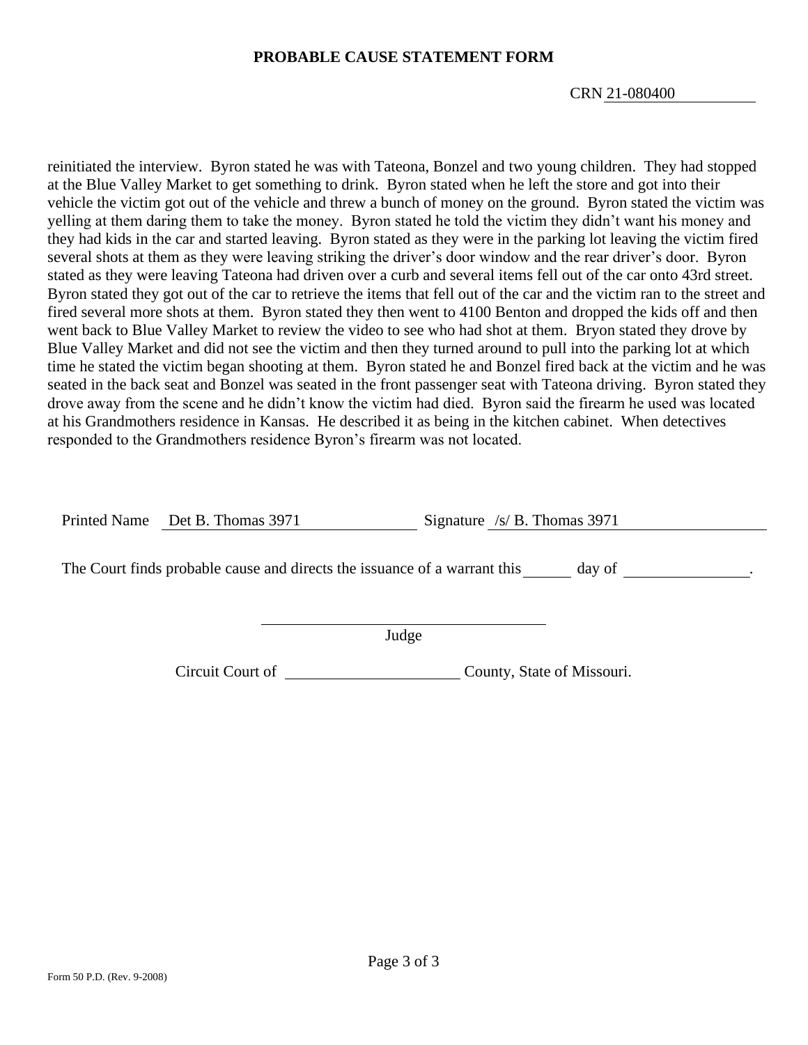# PROBABLE CAUSE STATEMENT FORM

CRN 21-080400

reinitiated the interview. Byron stated he was with Tateona, Bonzel and two young children. They had stopped at the Blue Valley Market to get something to drink. Byron stated when he left the store and got into their vehicle the victim got out of the vehicle and threw a bunch of money on the ground. Byron stated the victim was yelling at them daring them to take the money. Byron stated he told the victim they didn't want his money and they had kids in the car and started leaving. Byron stated as they were in the parking lot leaving the victim fired several shots at them as they were leaving striking the driver's door window and the rear driver's door. Byron stated as they were leaving Tateona had driven over a curb and several items fell out of the car onto 43rd street. Byron stated they got out of the car to retrieve the items that fell out of the car and the victim ran to the street and fired several more shots at them. Byron stated they then went to 4100 Benton and dropped the kids off and then went back to Blue Valley Market to review the video to see who had shot at them. Bryon stated they drove by Blue Valley Market and did not see the victim and then they turned around to pull into the parking lot at which time he stated the victim began shooting at them. Byron stated he and Bonzel fired back at the victim and he was seated in the back seat and Bonzel was seated in the front passenger seat with Tateona driving. Byron stated they drove away from the scene and he didn't know the victim had died. Byron said the firearm he used was located at his Grandmothers residence in Kansas. He described it as being in the kitchen cabinet. When detectives responded to the Grandmothers residence Byron's firearm was not located.

Printed Name Det B. Thomas 3971 Signature /s/ B. Thomas 3971

The Court finds probable cause and directs the issuance of a warrant this ______ day of ______________.

______________________________
Judge

Circuit Court of ____________________ County, State of Missouri.

Form 50 P.D. (Rev. 9-2008)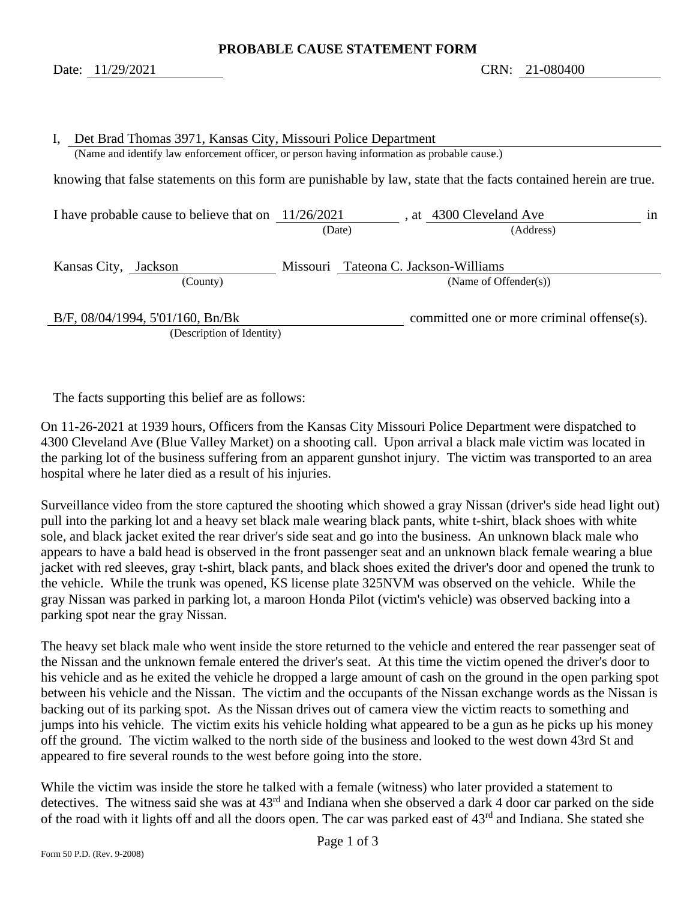# PROBABLE CAUSE STATEMENT FORM

Date: 11/29/2021 CRN: 21-080400

I, Det Brad Thomas 3971, Kansas City, Missouri Police Department
(Name and identify law enforcement officer, or person having information as probable cause.)

knowing that false statements on this form are punishable by law, state that the facts contained herein are true.

I have probable cause to believe that on 11/26/2021 (Date), at 4300 Cleveland Ave (Address) in

Kansas City, Jackson (County) Missouri Tateona C. Jackson-Williams (Name of Offender(s))

B/F, 08/04/1994, 5'01/160, Bn/Bk (Description of Identity) committed one or more criminal offense(s).

The facts supporting this belief are as follows:

On 11-26-2021 at 1939 hours, Officers from the Kansas City Missouri Police Department were dispatched to 4300 Cleveland Ave (Blue Valley Market) on a shooting call. Upon arrival a black male victim was located in the parking lot of the business suffering from an apparent gunshot injury. The victim was transported to an area hospital where he later died as a result of his injuries.

Surveillance video from the store captured the shooting which showed a gray Nissan (driver's side head light out) pull into the parking lot and a heavy set black male wearing black pants, white t-shirt, black shoes with white sole, and black jacket exited the rear driver's side seat and go into the business. An unknown black male who appears to have a bald head is observed in the front passenger seat and an unknown black female wearing a blue jacket with red sleeves, gray t-shirt, black pants, and black shoes exited the driver's door and opened the trunk to the vehicle. While the trunk was opened, KS license plate 325NVM was observed on the vehicle. While the gray Nissan was parked in parking lot, a maroon Honda Pilot (victim's vehicle) was observed backing into a parking spot near the gray Nissan.

The heavy set black male who went inside the store returned to the vehicle and entered the rear passenger seat of the Nissan and the unknown female entered the driver's seat. At this time the victim opened the driver's door to his vehicle and as he exited the vehicle he dropped a large amount of cash on the ground in the open parking spot between his vehicle and the Nissan. The victim and the occupants of the Nissan exchange words as the Nissan is backing out of its parking spot. As the Nissan drives out of camera view the victim reacts to something and jumps into his vehicle. The victim exits his vehicle holding what appeared to be a gun as he picks up his money off the ground. The victim walked to the north side of the business and looked to the west down 43rd St and appeared to fire several rounds to the west before going into the store.

While the victim was inside the store he talked with a female (witness) who later provided a statement to detectives. The witness said she was at 43rd and Indiana when she observed a dark 4 door car parked on the side of the road with it lights off and all the doors open. The car was parked east of 43rd and Indiana. She stated she

Form 50 P.D. (Rev. 9-2008)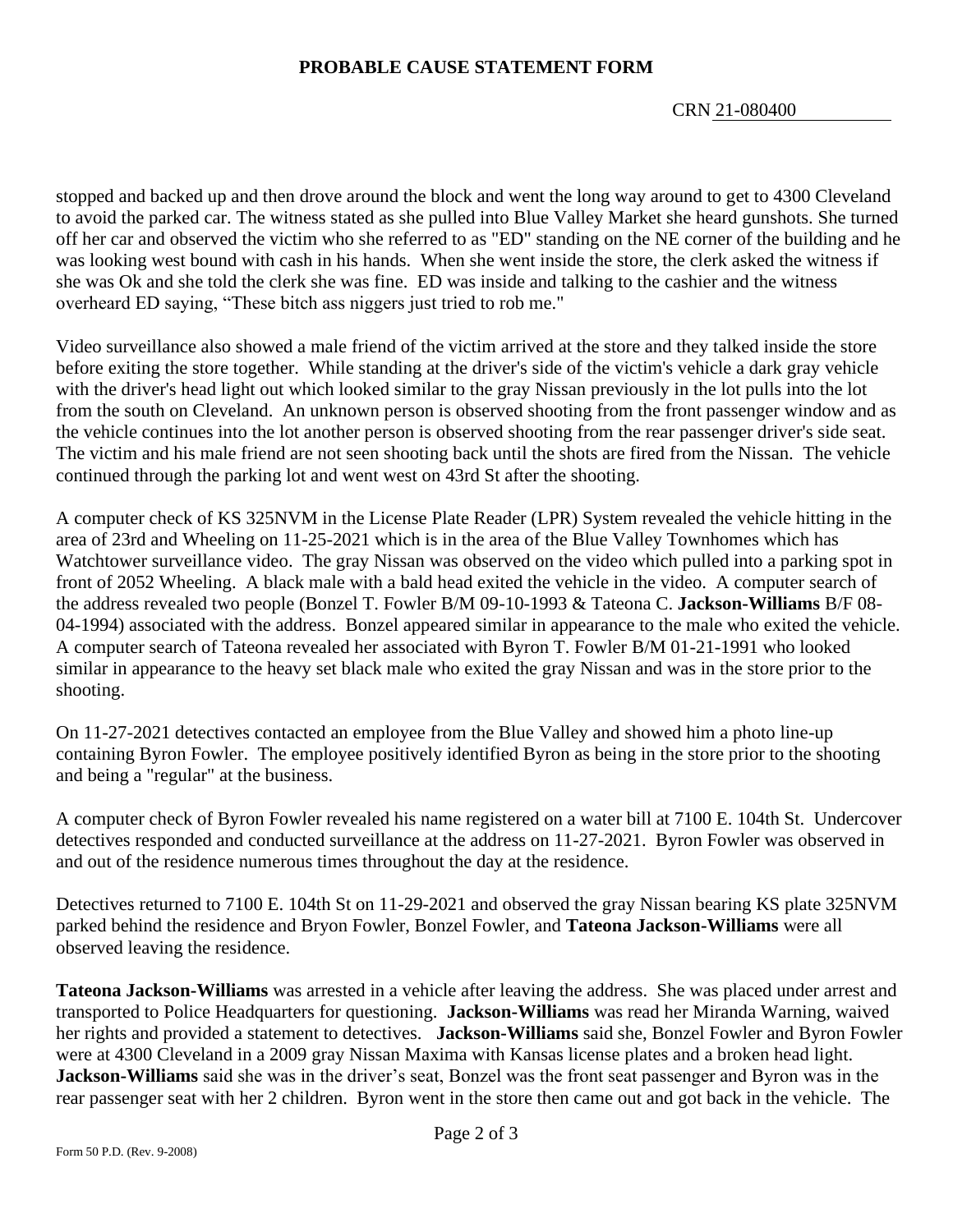**PROBABLE CAUSE STATEMENT FORM**

CRN 21-080400

stopped and backed up and then drove around the block and went the long way around to get to 4300 Cleveland to avoid the parked car. The witness stated as she pulled into Blue Valley Market she heard gunshots. She turned off her car and observed the victim who she referred to as "ED" standing on the NE corner of the building and he was looking west bound with cash in his hands. When she went inside the store, the clerk asked the witness if she was Ok and she told the clerk she was fine. ED was inside and talking to the cashier and the witness overheard ED saying, "These bitch ass niggers just tried to rob me."

Video surveillance also showed a male friend of the victim arrived at the store and they talked inside the store before exiting the store together. While standing at the driver's side of the victim's vehicle a dark gray vehicle with the driver's head light out which looked similar to the gray Nissan previously in the lot pulls into the lot from the south on Cleveland. An unknown person is observed shooting from the front passenger window and as the vehicle continues into the lot another person is observed shooting from the rear passenger driver's side seat. The victim and his male friend are not seen shooting back until the shots are fired from the Nissan. The vehicle continued through the parking lot and went west on 43rd St after the shooting.

A computer check of KS 325NVM in the License Plate Reader (LPR) System revealed the vehicle hitting in the area of 23rd and Wheeling on 11-25-2021 which is in the area of the Blue Valley Townhomes which has Watchtower surveillance video. The gray Nissan was observed on the video which pulled into a parking spot in front of 2052 Wheeling. A black male with a bald head exited the vehicle in the video. A computer search of the address revealed two people (Bonzel T. Fowler B/M 09-10-1993 & Tateona C. **Jackson-Williams** B/F 08-04-1994) associated with the address. Bonzel appeared similar in appearance to the male who exited the vehicle. A computer search of Tateona revealed her associated with Byron T. Fowler B/M 01-21-1991 who looked similar in appearance to the heavy set black male who exited the gray Nissan and was in the store prior to the shooting.

On 11-27-2021 detectives contacted an employee from the Blue Valley and showed him a photo line-up containing Byron Fowler. The employee positively identified Byron as being in the store prior to the shooting and being a "regular" at the business.

A computer check of Byron Fowler revealed his name registered on a water bill at 7100 E. 104th St. Undercover detectives responded and conducted surveillance at the address on 11-27-2021. Byron Fowler was observed in and out of the residence numerous times throughout the day at the residence.

Detectives returned to 7100 E. 104th St on 11-29-2021 and observed the gray Nissan bearing KS plate 325NVM parked behind the residence and Bryon Fowler, Bonzel Fowler, and **Tateona Jackson-Williams** were all observed leaving the residence.

**Tateona Jackson-Williams** was arrested in a vehicle after leaving the address. She was placed under arrest and transported to Police Headquarters for questioning. **Jackson-Williams** was read her Miranda Warning, waived her rights and provided a statement to detectives. **Jackson-Williams** said she, Bonzel Fowler and Byron Fowler were at 4300 Cleveland in a 2009 gray Nissan Maxima with Kansas license plates and a broken head light. **Jackson-Williams** said she was in the driver's seat, Bonzel was the front seat passenger and Byron was in the rear passenger seat with her 2 children. Byron went in the store then came out and got back in the vehicle. The

Form 50 P.D. (Rev. 9-2008)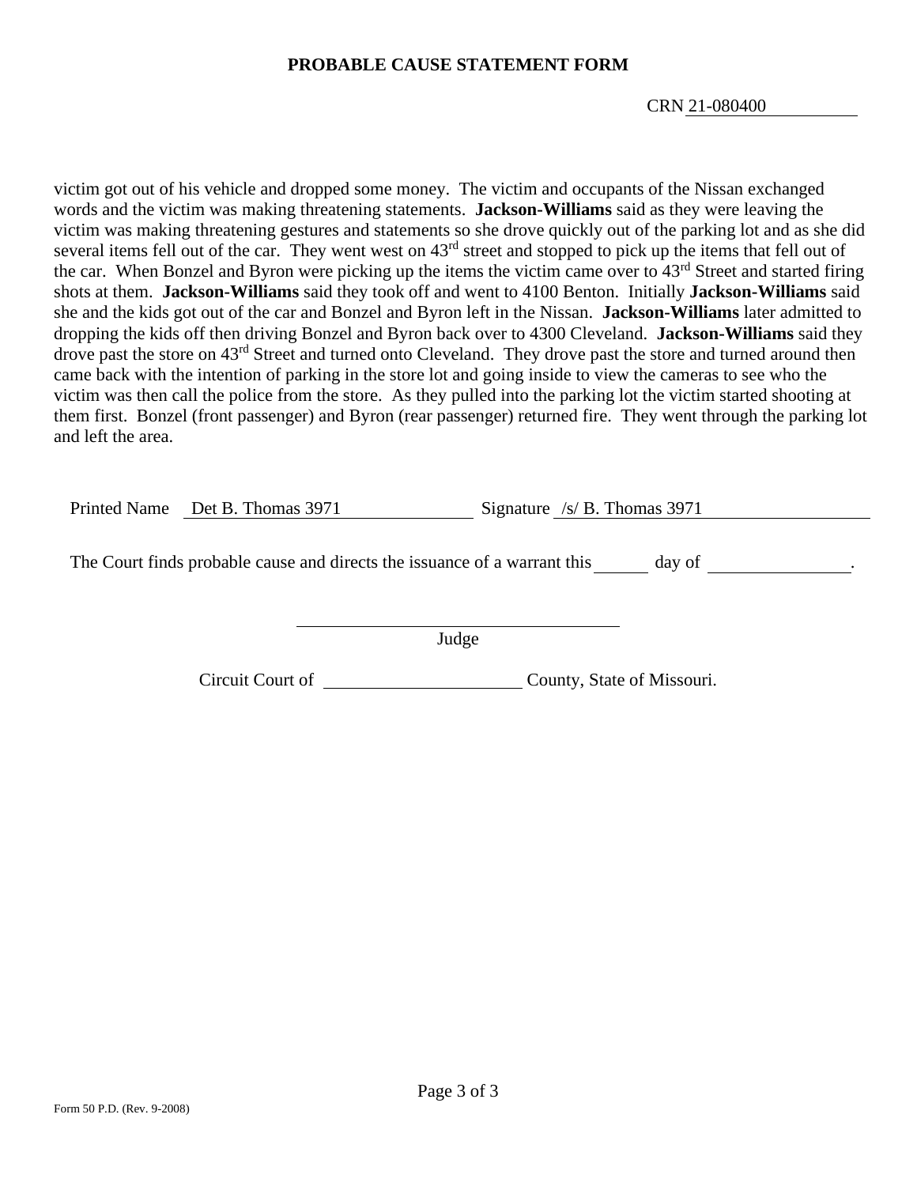**PROBABLE CAUSE STATEMENT FORM**

CRN 21-080400

victim got out of his vehicle and dropped some money. The victim and occupants of the Nissan exchanged words and the victim was making threatening statements. **Jackson-Williams** said as they were leaving the victim was making threatening gestures and statements so she drove quickly out of the parking lot and as she did several items fell out of the car. They went west on 43rd street and stopped to pick up the items that fell out of the car. When Bonzel and Byron were picking up the items the victim came over to 43rd Street and started firing shots at them. **Jackson-Williams** said they took off and went to 4100 Benton. Initially **Jackson-Williams** said she and the kids got out of the car and Bonzel and Byron left in the Nissan. **Jackson-Williams** later admitted to dropping the kids off then driving Bonzel and Byron back over to 4300 Cleveland. **Jackson-Williams** said they drove past the store on 43rd Street and turned onto Cleveland. They drove past the store and turned around then came back with the intention of parking in the store lot and going inside to view the cameras to see who the victim was then call the police from the store. As they pulled into the parking lot the victim started shooting at them first. Bonzel (front passenger) and Byron (rear passenger) returned fire. They went through the parking lot and left the area.

Printed Name Det B. Thomas 3971 Signature /s/ B. Thomas 3971

The Court finds probable cause and directs the issuance of a warrant this ______ day of ________________.

____________________________________
Judge

Circuit Court of ______________________ County, State of Missouri.

Form 50 P.D. (Rev. 9-2008)